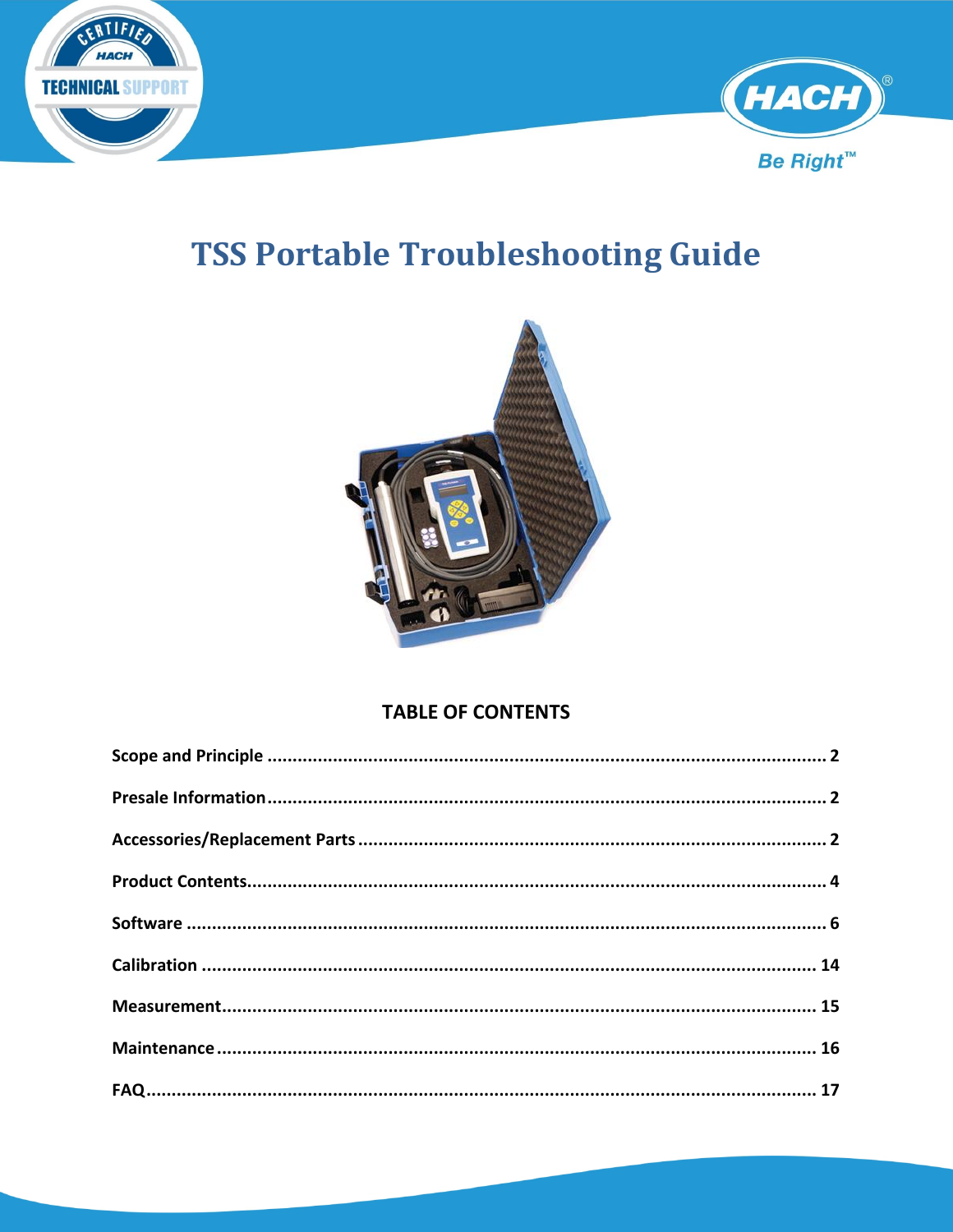# TSS Portable Troubleshooting Guide

## TABLE OF CONTENTS

**Scope and Principle** .......... 2

**Presale Information** .......... 2

**Accessories/Replacement Parts** .......... 2

**Product Contents** .......... 4

**Software** .......... 6

**Calibration** .......... 14

**Measurement** .......... 15

**Maintenance** .......... 16

**FAQ** .......... 17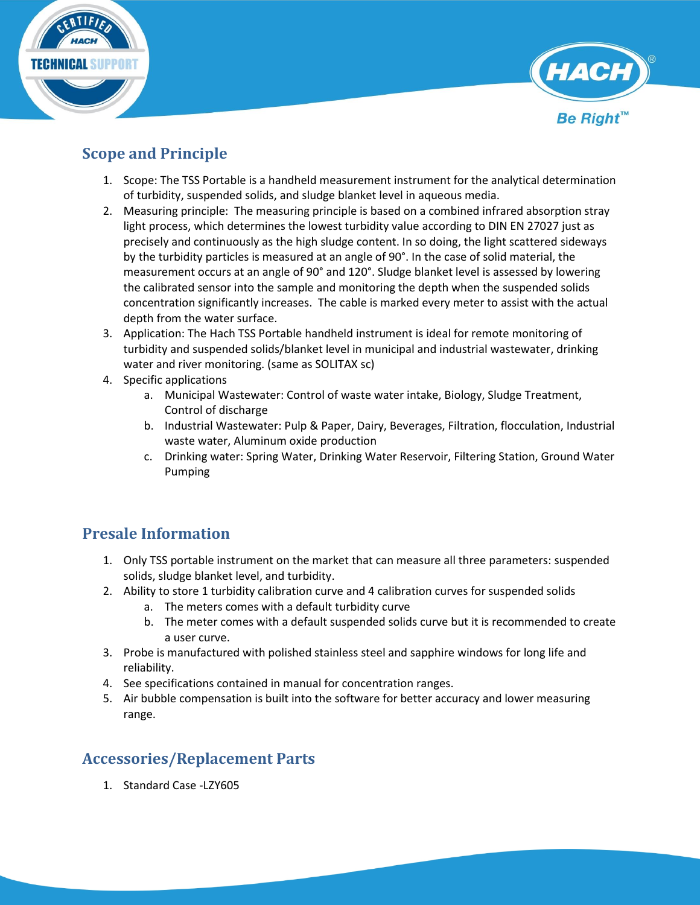## Scope and Principle

1. Scope: The TSS Portable is a handheld measurement instrument for the analytical determination of turbidity, suspended solids, and sludge blanket level in aqueous media.
2. Measuring principle: The measuring principle is based on a combined infrared absorption stray light process, which determines the lowest turbidity value according to DIN EN 27027 just as precisely and continuously as the high sludge content. In so doing, the light scattered sideways by the turbidity particles is measured at an angle of 90°. In the case of solid material, the measurement occurs at an angle of 90° and 120°. Sludge blanket level is assessed by lowering the calibrated sensor into the sample and monitoring the depth when the suspended solids concentration significantly increases. The cable is marked every meter to assist with the actual depth from the water surface.
3. Application: The Hach TSS Portable handheld instrument is ideal for remote monitoring of turbidity and suspended solids/blanket level in municipal and industrial wastewater, drinking water and river monitoring. (same as SOLITAX sc)
4. Specific applications
   a. Municipal Wastewater: Control of waste water intake, Biology, Sludge Treatment, Control of discharge
   b. Industrial Wastewater: Pulp & Paper, Dairy, Beverages, Filtration, flocculation, Industrial waste water, Aluminum oxide production
   c. Drinking water: Spring Water, Drinking Water Reservoir, Filtering Station, Ground Water Pumping

## Presale Information

1. Only TSS portable instrument on the market that can measure all three parameters: suspended solids, sludge blanket level, and turbidity.
2. Ability to store 1 turbidity calibration curve and 4 calibration curves for suspended solids
   a. The meters comes with a default turbidity curve
   b. The meter comes with a default suspended solids curve but it is recommended to create a user curve.
3. Probe is manufactured with polished stainless steel and sapphire windows for long life and reliability.
4. See specifications contained in manual for concentration ranges.
5. Air bubble compensation is built into the software for better accuracy and lower measuring range.

## Accessories/Replacement Parts

1. Standard Case -LZY605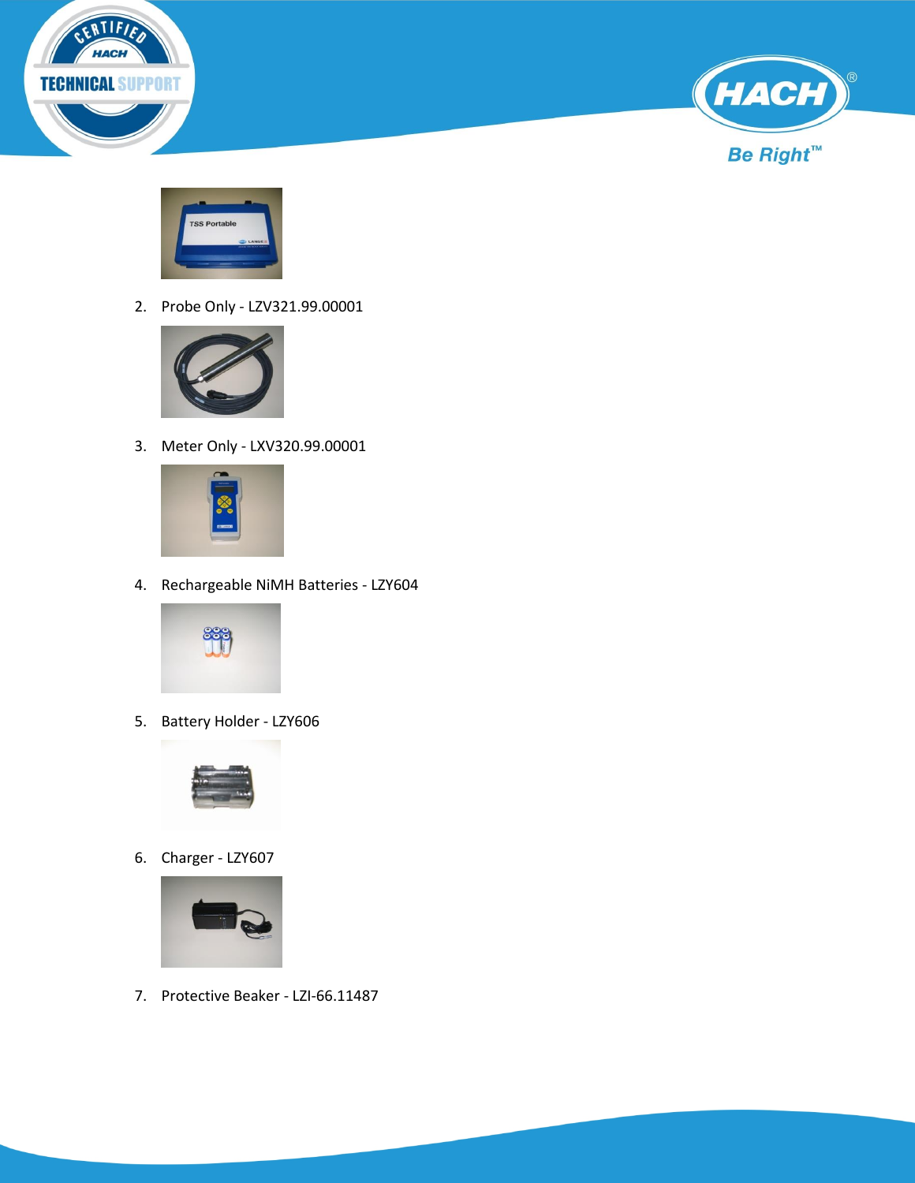2. Probe Only - LZV321.99.00001

3. Meter Only - LXV320.99.00001

4. Rechargeable NiMH Batteries - LZY604

5. Battery Holder - LZY606

6. Charger - LZY607

7. Protective Beaker - LZI-66.11487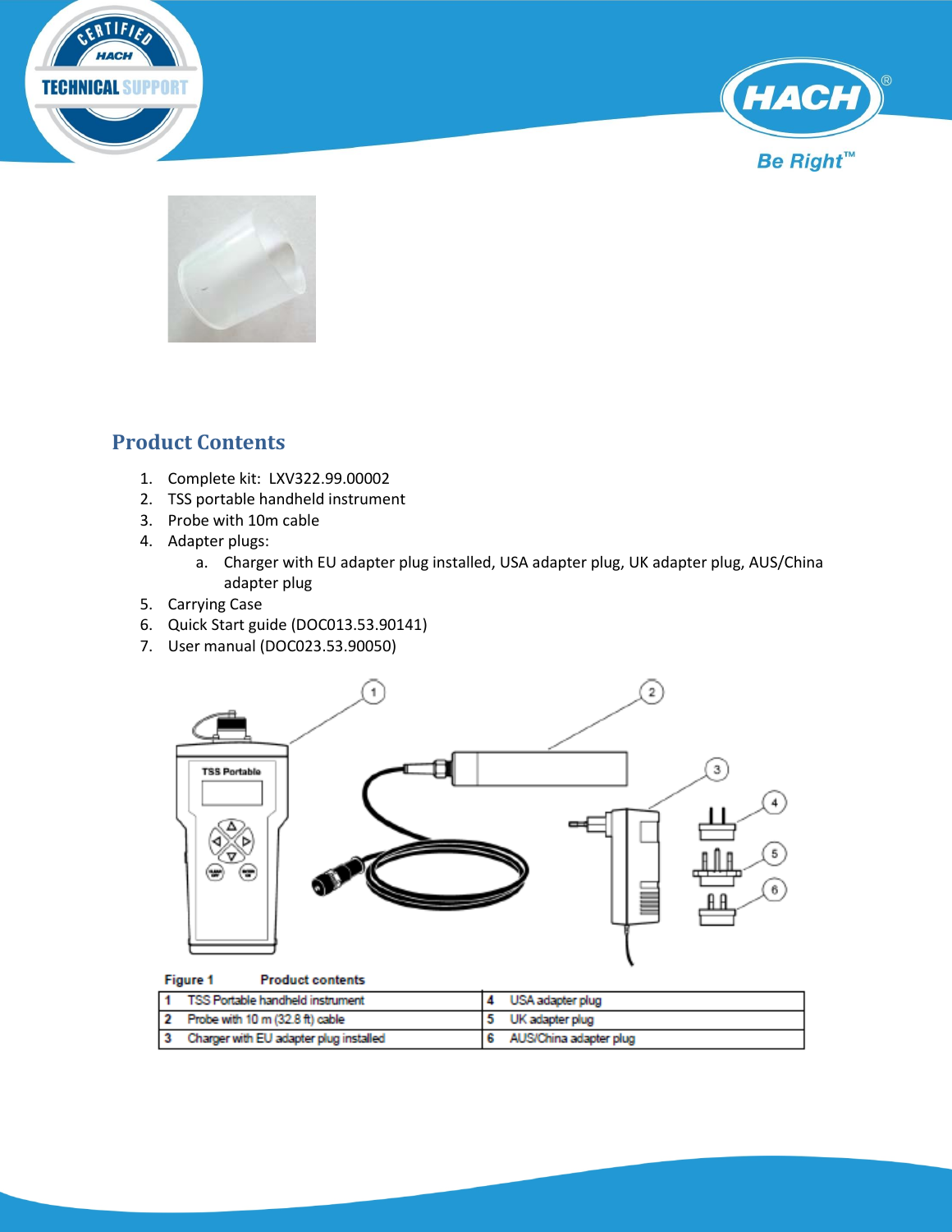## Product Contents

1. Complete kit: LXV322.99.00002
2. TSS portable handheld instrument
3. Probe with 10m cable
4. Adapter plugs:
    a. Charger with EU adapter plug installed, USA adapter plug, UK adapter plug, AUS/China adapter plug
5. Carrying Case
6. Quick Start guide (DOC013.53.90141)
7. User manual (DOC023.53.90050)

**Figure 1** **Product contents**

| | | | |
|---|---|---|---|
| 1 | TSS Portable handheld instrument | 4 | USA adapter plug |
| 2 | Probe with 10 m (32.8 ft) cable | 5 | UK adapter plug |
| 3 | Charger with EU adapter plug installed | 6 | AUS/China adapter plug |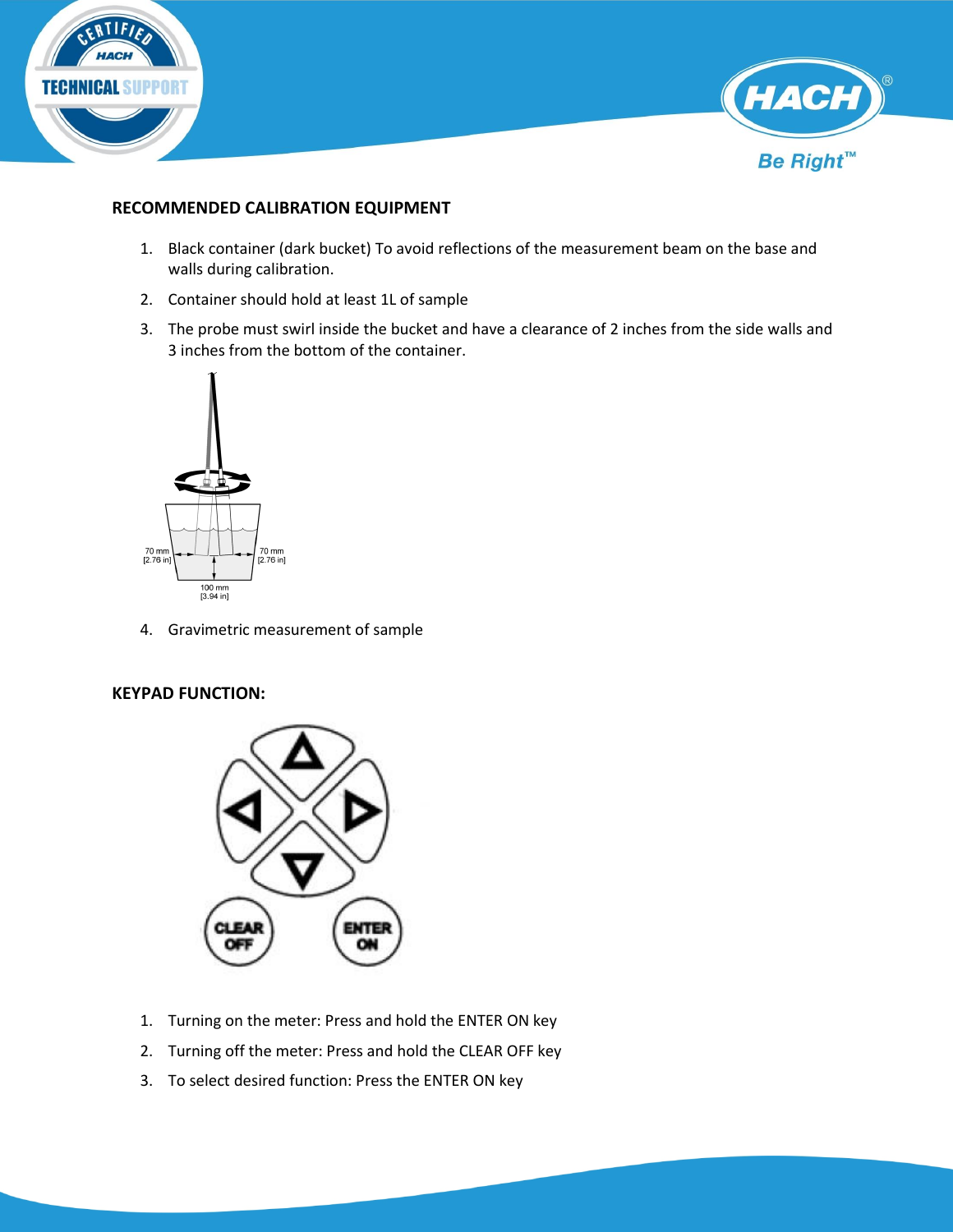## RECOMMENDED CALIBRATION EQUIPMENT

1. Black container (dark bucket) To avoid reflections of the measurement beam on the base and walls during calibration.
2. Container should hold at least 1L of sample
3. The probe must swirl inside the bucket and have a clearance of 2 inches from the side walls and 3 inches from the bottom of the container.

70 mm [2.76 in]
70 mm [2.76 in]
100 mm [3.94 in]

4. Gravimetric measurement of sample

## KEYPAD FUNCTION:

CLEAR OFF
ENTER ON

1. Turning on the meter: Press and hold the ENTER ON key
2. Turning off the meter: Press and hold the CLEAR OFF key
3. To select desired function: Press the ENTER ON key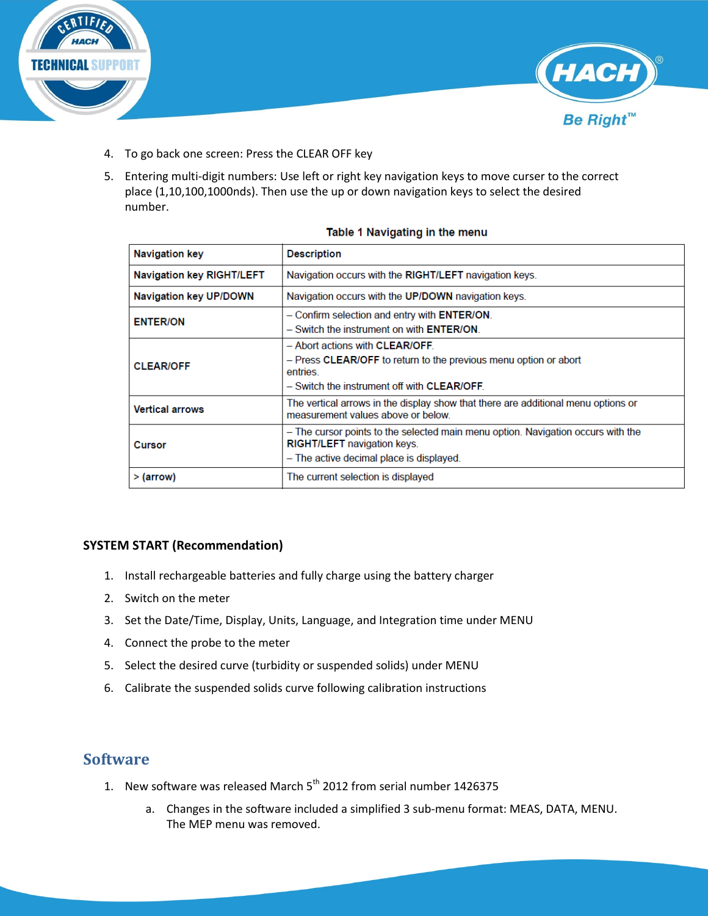4. To go back one screen: Press the CLEAR OFF key
5. Entering multi-digit numbers: Use left or right key navigation keys to move curser to the correct place (1,10,100,1000nds). Then use the up or down navigation keys to select the desired number.

**Table 1 Navigating in the menu**

| Navigation key | Description |
|---|---|
| Navigation key RIGHT/LEFT | Navigation occurs with the **RIGHT/LEFT** navigation keys. |
| Navigation key UP/DOWN | Navigation occurs with the **UP/DOWN** navigation keys. |
| ENTER/ON | – Confirm selection and entry with **ENTER/ON**.<br>– Switch the instrument on with **ENTER/ON**. |
| CLEAR/OFF | – Abort actions with **CLEAR/OFF**.<br>– Press **CLEAR/OFF** to return to the previous menu option or abort entries.<br>– Switch the instrument off with **CLEAR/OFF**. |
| Vertical arrows | The vertical arrows in the display show that there are additional menu options or measurement values above or below. |
| Cursor | – The cursor points to the selected main menu option. Navigation occurs with the **RIGHT/LEFT** navigation keys.<br>– The active decimal place is displayed. |
| > (arrow) | The current selection is displayed |

**SYSTEM START (Recommendation)**

1. Install rechargeable batteries and fully charge using the battery charger
2. Switch on the meter
3. Set the Date/Time, Display, Units, Language, and Integration time under MENU
4. Connect the probe to the meter
5. Select the desired curve (turbidity or suspended solids) under MENU
6. Calibrate the suspended solids curve following calibration instructions

## Software

1. New software was released March 5th 2012 from serial number 1426375
   a. Changes in the software included a simplified 3 sub-menu format: MEAS, DATA, MENU. The MEP menu was removed.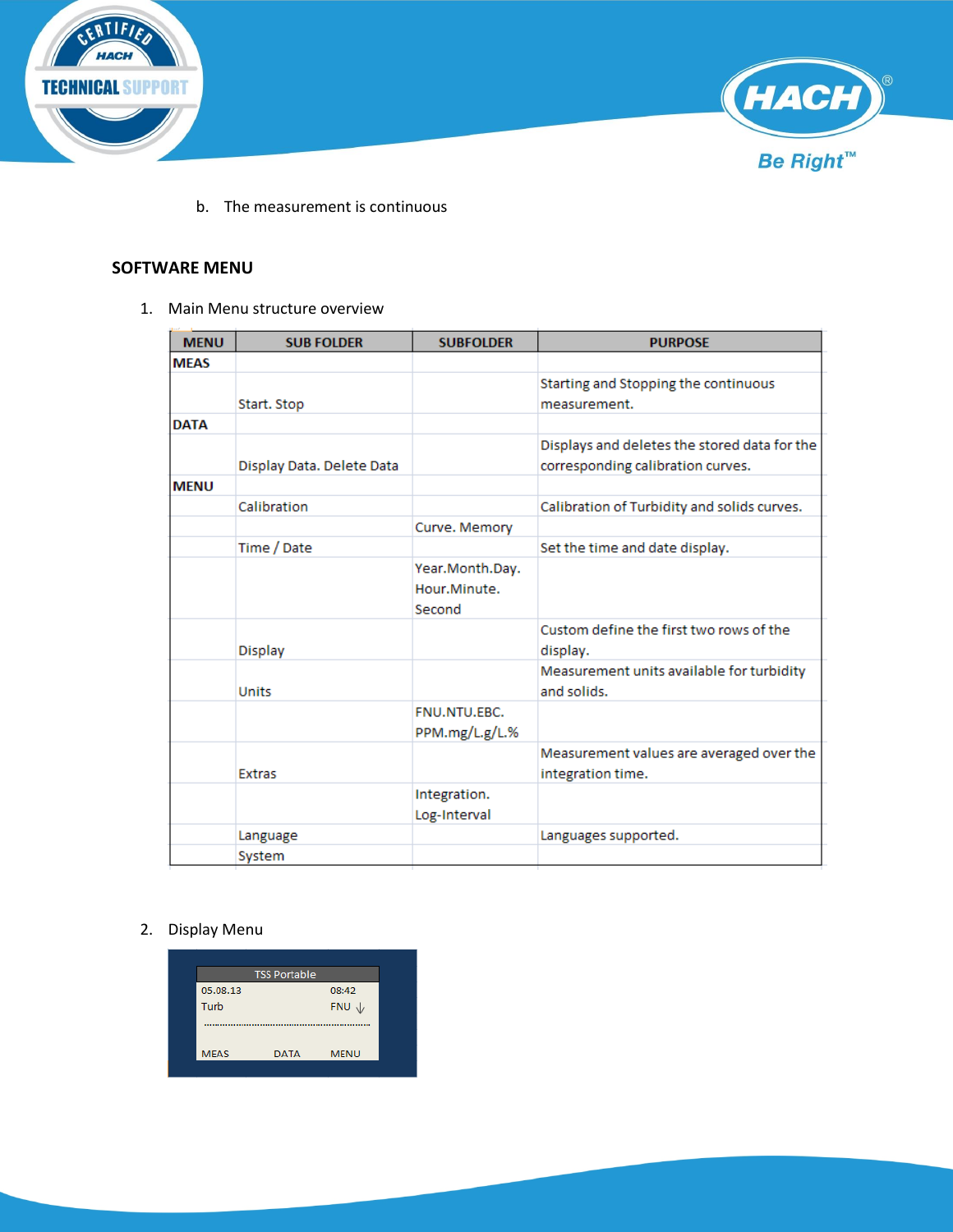b. The measurement is continuous

## SOFTWARE MENU

1. Main Menu structure overview

| MENU | SUB FOLDER | SUBFOLDER | PURPOSE |
|---|---|---|---|
| MEAS | | | |
| | Start. Stop | | Starting and Stopping the continuous measurement. |
| DATA | | | |
| | Display Data. Delete Data | | Displays and deletes the stored data for the corresponding calibration curves. |
| MENU | | | |
| | Calibration | | Calibration of Turbidity and solids curves. |
| | | Curve. Memory | |
| | Time / Date | | Set the time and date display. |
| | | Year.Month.Day. Hour.Minute. Second | |
| | Display | | Custom define the first two rows of the display. |
| | Units | | Measurement units available for turbidity and solids. |
| | | FNU.NTU.EBC. PPM.mg/L.g/L.% | |
| | Extras | | Measurement values are averaged over the integration time. |
| | | Integration. Log-Interval | |
| | Language | | Languages supported. |
| | System | | |

2. Display Menu

TSS Portable

05.08.13 08:42

Turb FNU ↓

MEAS DATA MENU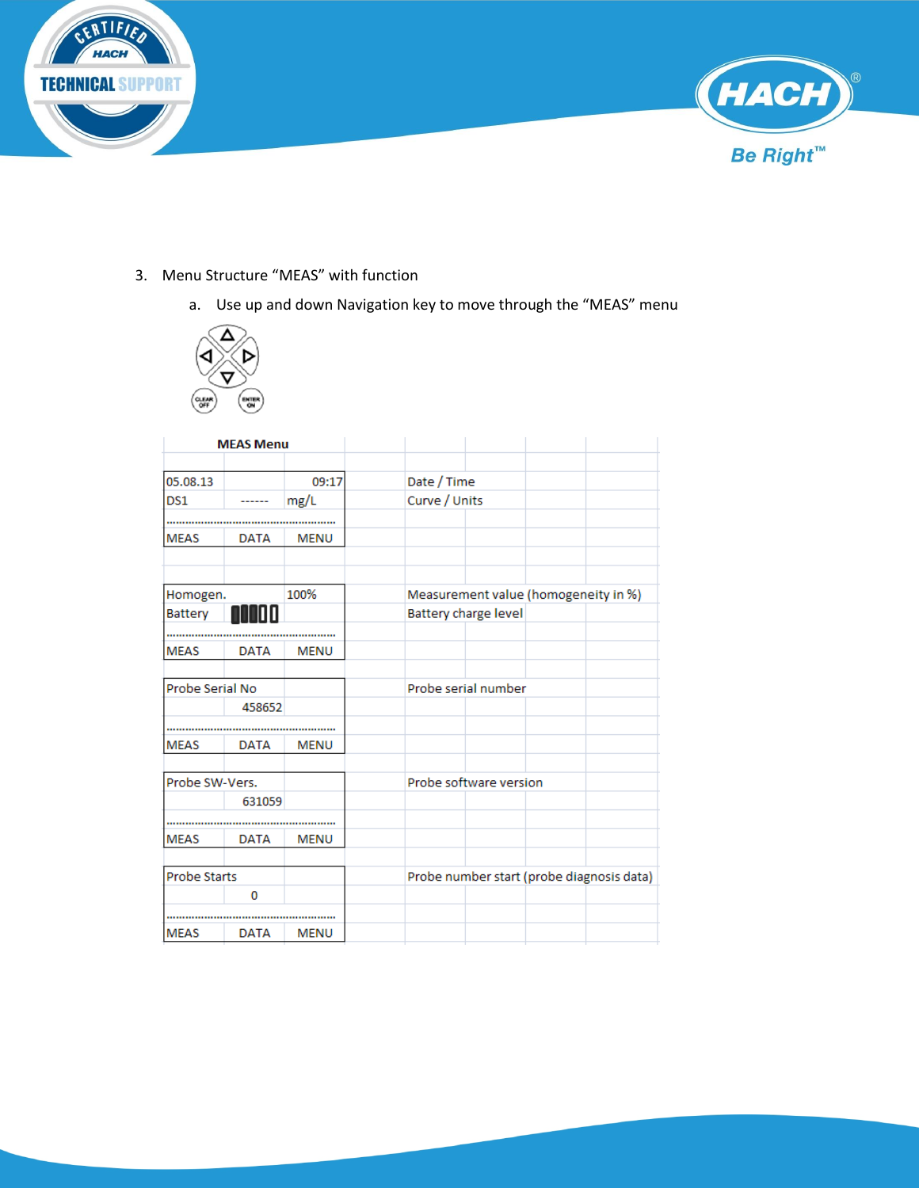3. Menu Structure "MEAS" with function

   a. Use up and down Navigation key to move through the "MEAS" menu

| MEAS Menu | | | |
|---|---|---|---|
| 05.08.13 | | 09:17 | Date / Time |
| DS1 | ------ | mg/L | Curve / Units |
| ........................................ | | | |
| MEAS | DATA | MENU | |
| | | | |
| Homogen. | | 100% | Measurement value (homogeneity in %) |
| Battery | ▮▮▮▯▯ | | Battery charge level |
| ........................................ | | | |
| MEAS | DATA | MENU | |
| | | | |
| Probe Serial No | | | Probe serial number |
| | 458652 | | |
| ........................................ | | | |
| MEAS | DATA | MENU | |
| | | | |
| Probe SW-Vers. | | | Probe software version |
| | 631059 | | |
| ........................................ | | | |
| MEAS | DATA | MENU | |
| | | | |
| Probe Starts | | | Probe number start (probe diagnosis data) |
| | 0 | | |
| ........................................ | | | |
| MEAS | DATA | MENU | |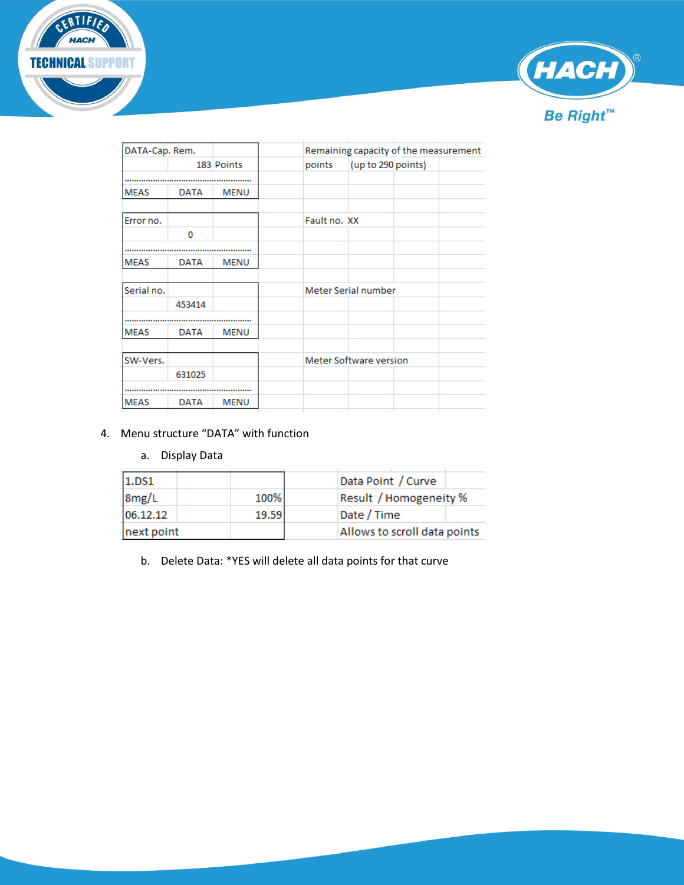| DATA-Cap. Rem. | | | | Remaining capacity of the measurement points (up to 290 points) |
|---|---|---|---|---|
| | 183 | Points | | |
| ........................................ | | | | |
| MEAS | DATA | MENU | | |

| Error no. | | | | Fault no. XX |
|---|---|---|---|---|
| | 0 | | | |
| ........................................ | | | | |
| MEAS | DATA | MENU | | |

| Serial no. | | | | Meter Serial number |
|---|---|---|---|---|
| | 453414 | | | |
| ........................................ | | | | |
| MEAS | DATA | MENU | | |

| SW-Vers. | | | | Meter Software version |
|---|---|---|---|---|
| | 631025 | | | |
| ........................................ | | | | |
| MEAS | DATA | MENU | | |

4. Menu structure "DATA" with function

   a. Display Data

| 1.DS1 | | | | Data Point / Curve |
|---|---|---|---|---|
| 8mg/L | | 100% | | Result / Homogeneity % |
| 06.12.12 | | 19.59 | | Date / Time |
| next point | | | | Allows to scroll data points |

   b. Delete Data: *YES will delete all data points for that curve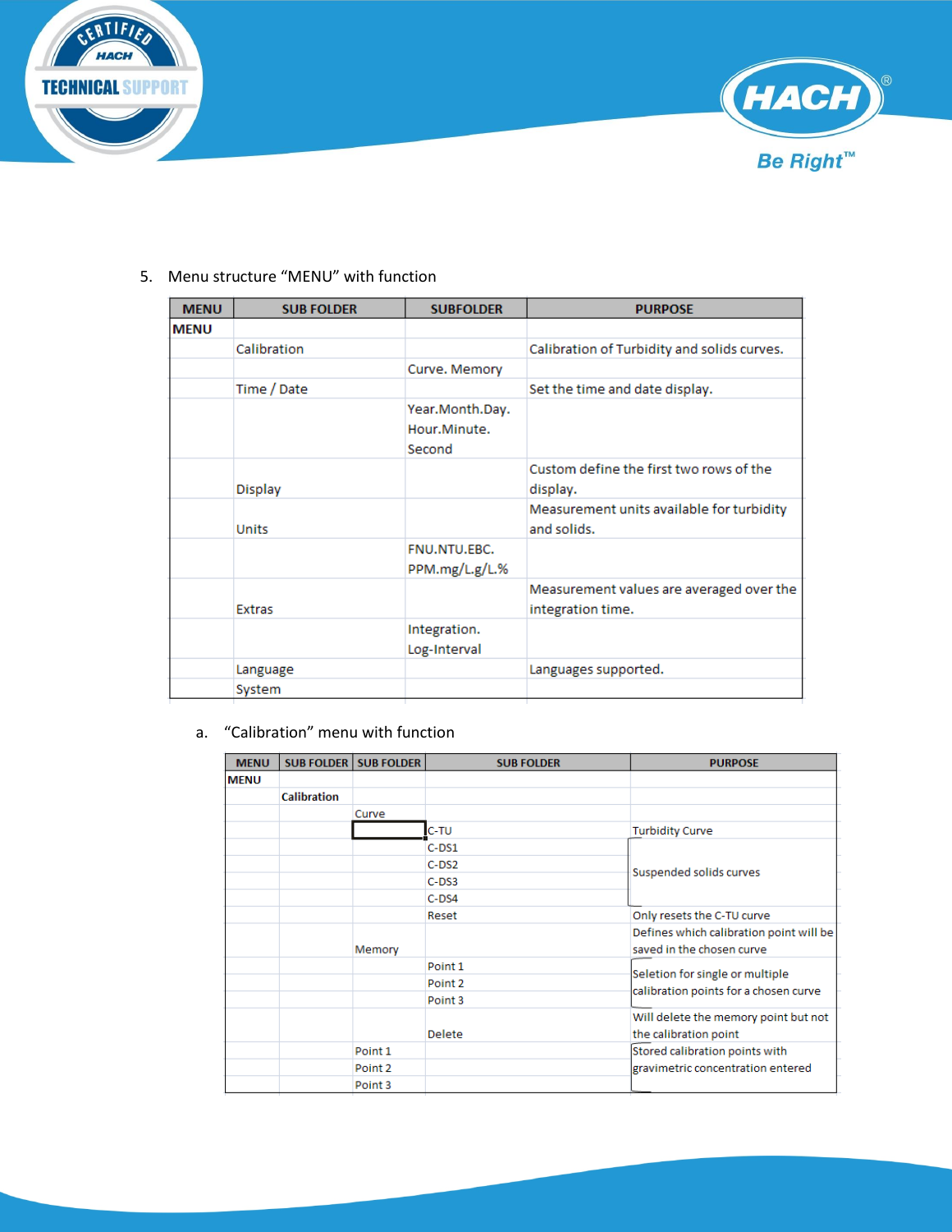5. Menu structure “MENU” with function

| MENU | SUB FOLDER | SUBFOLDER | PURPOSE |
|---|---|---|---|
| MENU | | | |
| | Calibration | | Calibration of Turbidity and solids curves. |
| | | Curve. Memory | |
| | Time / Date | | Set the time and date display. |
| | | Year.Month.Day. Hour.Minute. Second | |
| | Display | | Custom define the first two rows of the display. |
| | Units | | Measurement units available for turbidity and solids. |
| | | FNU.NTU.EBC. PPM.mg/L.g/L.% | |
| | Extras | | Measurement values are averaged over the integration time. |
| | | Integration. Log-Interval | |
| | Language | | Languages supported. |
| | System | | |

a. “Calibration” menu with function

| MENU | SUB FOLDER | SUB FOLDER | SUB FOLDER | PURPOSE |
|---|---|---|---|---|
| MENU | | | | |
| | Calibration | | | |
| | | Curve | | |
| | | | C-TU | Turbidity Curve |
| | | | C-DS1 | Suspended solids curves |
| | | | C-DS2 | |
| | | | C-DS3 | |
| | | | C-DS4 | |
| | | | Reset | Only resets the C-TU curve |
| | | Memory | | Defines which calibration point will be saved in the chosen curve |
| | | | Point 1 | Selection for single or multiple calibration points for a chosen curve |
| | | | Point 2 | |
| | | | Point 3 | |
| | | | Delete | Will delete the memory point but not the calibration point |
| | | Point 1 | | Stored calibration points with gravimetric concentration entered |
| | | Point 2 | | |
| | | Point 3 | | |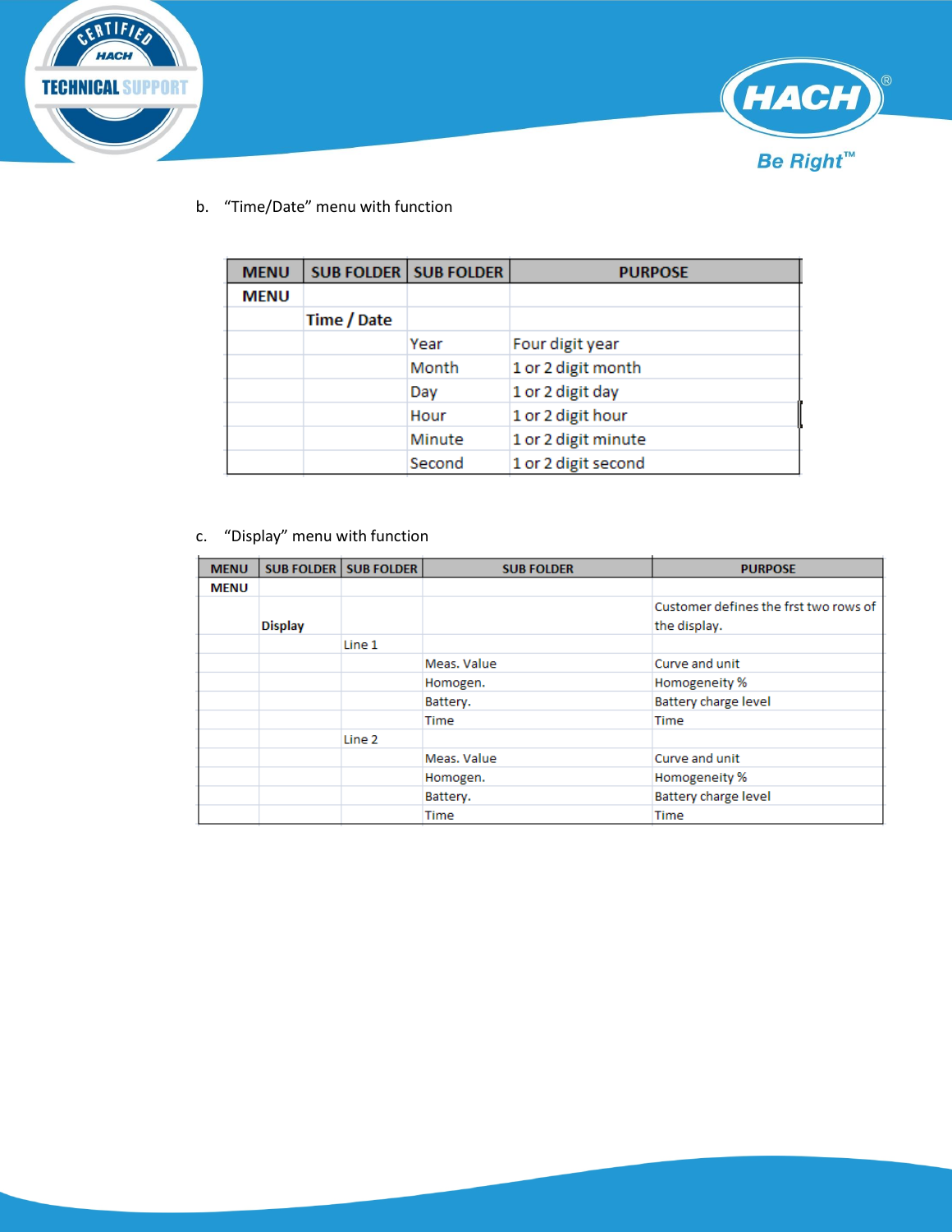b. "Time/Date" menu with function

| MENU | SUB FOLDER | SUB FOLDER | PURPOSE |
|---|---|---|---|
| MENU | | | |
| | Time / Date | | |
| | | Year | Four digit year |
| | | Month | 1 or 2 digit month |
| | | Day | 1 or 2 digit day |
| | | Hour | 1 or 2 digit hour |
| | | Minute | 1 or 2 digit minute |
| | | Second | 1 or 2 digit second |

c. "Display" menu with function

| MENU | SUB FOLDER | SUB FOLDER | SUB FOLDER | PURPOSE |
|---|---|---|---|---|
| MENU | | | | |
| | Display | | | Customer defines the frst two rows of the display. |
| | | Line 1 | | |
| | | | Meas. Value | Curve and unit |
| | | | Homogen. | Homogeneity % |
| | | | Battery. | Battery charge level |
| | | | Time | Time |
| | | Line 2 | | |
| | | | Meas. Value | Curve and unit |
| | | | Homogen. | Homogeneity % |
| | | | Battery. | Battery charge level |
| | | | Time | Time |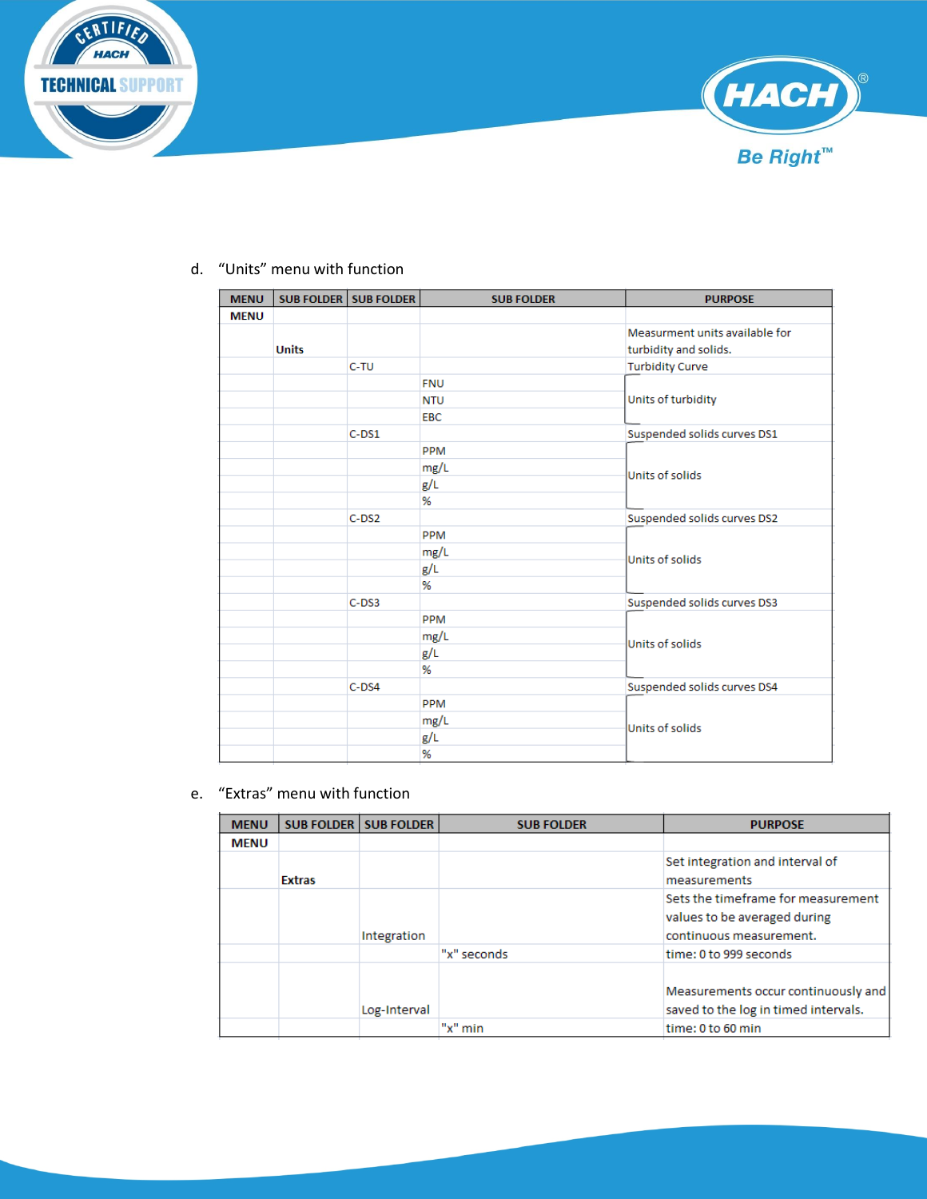d. "Units" menu with function

| MENU | SUB FOLDER | SUB FOLDER | SUB FOLDER | PURPOSE |
|---|---|---|---|---|
| MENU | | | | |
| | Units | | | Measurment units available for turbidity and solids. |
| | | C-TU | | Turbidity Curve |
| | | | FNU | Units of turbidity |
| | | | NTU | |
| | | | EBC | |
| | | C-DS1 | | Suspended solids curves DS1 |
| | | | PPM | Units of solids |
| | | | mg/L | |
| | | | g/L | |
| | | | % | |
| | | C-DS2 | | Suspended solids curves DS2 |
| | | | PPM | Units of solids |
| | | | mg/L | |
| | | | g/L | |
| | | | % | |
| | | C-DS3 | | Suspended solids curves DS3 |
| | | | PPM | Units of solids |
| | | | mg/L | |
| | | | g/L | |
| | | | % | |
| | | C-DS4 | | Suspended solids curves DS4 |
| | | | PPM | Units of solids |
| | | | mg/L | |
| | | | g/L | |
| | | | % | |

e. "Extras" menu with function

| MENU | SUB FOLDER | SUB FOLDER | SUB FOLDER | PURPOSE |
|---|---|---|---|---|
| MENU | | | | |
| | Extras | | | Set integration and interval of measurements |
| | | Integration | | Sets the timeframe for measurement values to be averaged during continuous measurement. |
| | | | "x" seconds | time: 0 to 999 seconds |
| | | Log-Interval | | Measurements occur continuously and saved to the log in timed intervals. |
| | | | "x" min | time: 0 to 60 min |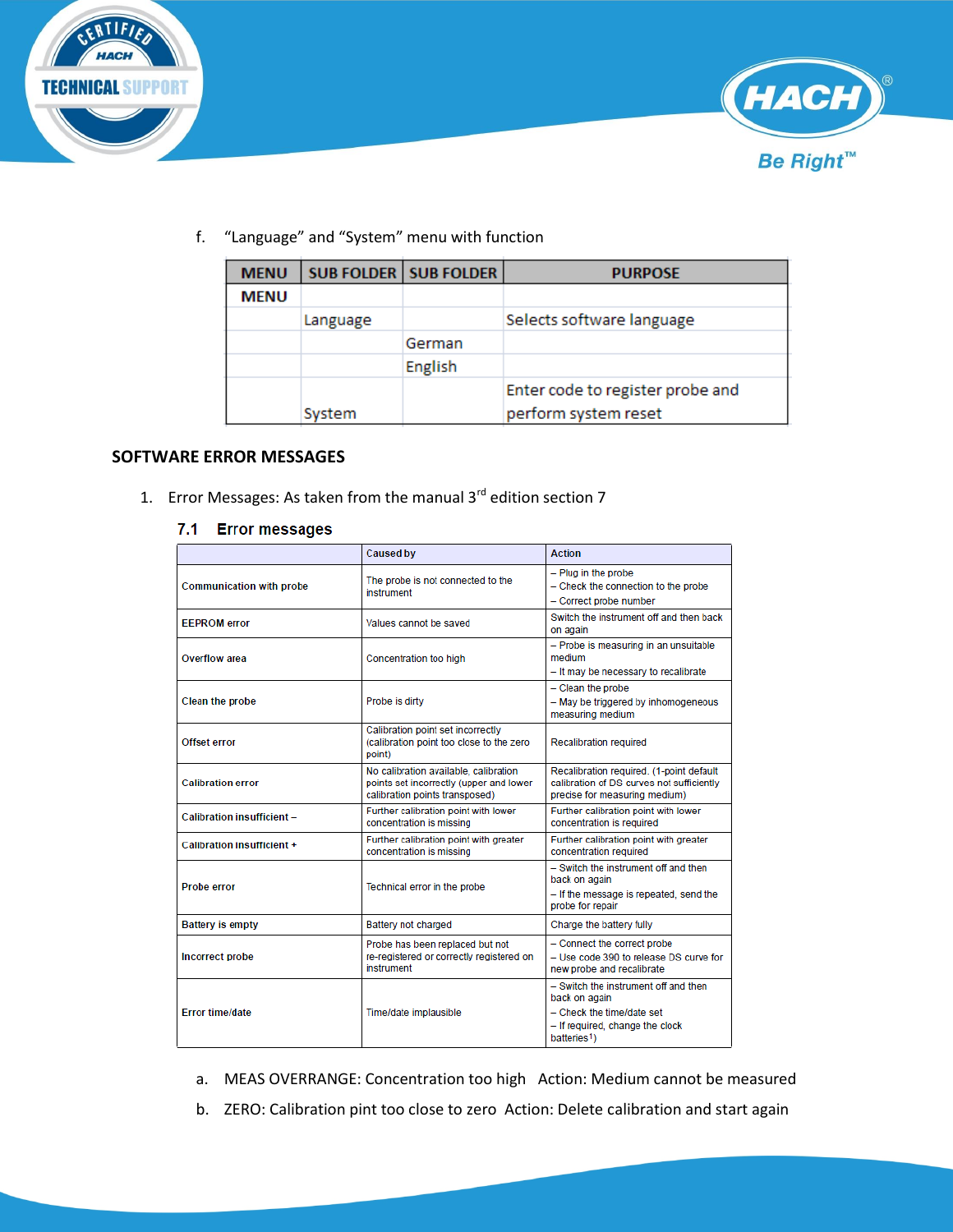f. "Language" and "System" menu with function

| MENU | SUB FOLDER | SUB FOLDER | PURPOSE |
|---|---|---|---|
| MENU | | | |
| | Language | | Selects software language |
| | | German | |
| | | English | |
| | System | | Enter code to register probe and perform system reset |

## SOFTWARE ERROR MESSAGES

1. Error Messages: As taken from the manual 3rd edition section 7

### 7.1 Error messages

| | Caused by | Action |
|---|---|---|
| Communication with probe | The probe is not connected to the instrument | – Plug in the probe<br>– Check the connection to the probe<br>– Correct probe number |
| EEPROM error | Values cannot be saved | Switch the instrument off and then back on again |
| Overflow area | Concentration too high | – Probe is measuring in an unsuitable medium<br>– It may be necessary to recalibrate |
| Clean the probe | Probe is dirty | – Clean the probe<br>– May be triggered by inhomogeneous measuring medium |
| Offset error | Calibration point set incorrectly (calibration point too close to the zero point) | Recalibration required |
| Calibration error | No calibration available, calibration points set incorrectly (upper and lower calibration points transposed) | Recalibration required. (1-point default calibration of DS curves not sufficiently precise for measuring medium) |
| Calibration insufficient – | Further calibration point with lower concentration is missing | Further calibration point with lower concentration is required |
| Calibration insufficient + | Further calibration point with greater concentration is missing | Further calibration point with greater concentration required |
| Probe error | Technical error in the probe | – Switch the instrument off and then back on again<br>– If the message is repeated, send the probe for repair |
| Battery is empty | Battery not charged | Charge the battery fully |
| Incorrect probe | Probe has been replaced but not re-registered or correctly registered on instrument | – Connect the correct probe<br>– Use code 390 to release DS curve for new probe and recalibrate |
| Error time/date | Time/date implausible | – Switch the instrument off and then back on again<br>– Check the time/date set<br>– If required, change the clock batteries[1]) |

a. MEAS OVERRANGE: Concentration too high  Action: Medium cannot be measured

b. ZERO: Calibration pint too close to zero  Action: Delete calibration and start again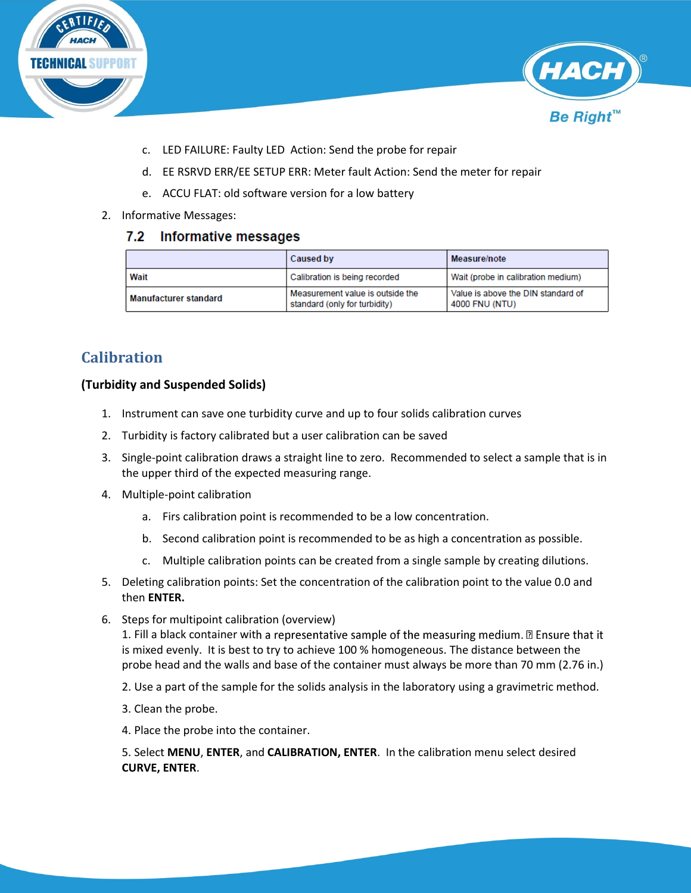c. LED FAILURE: Faulty LED  Action: Send the probe for repair

d. EE RSRVD ERR/EE SETUP ERR: Meter fault Action: Send the meter for repair

e. ACCU FLAT: old software version for a low battery

2. Informative Messages:

### 7.2 Informative messages

| | Caused by | Measure/note |
|---|---|---|
| Wait | Calibration is being recorded | Wait (probe in calibration medium) |
| Manufacturer standard | Measurement value is outside the standard (only for turbidity) | Value is above the DIN standard of 4000 FNU (NTU) |

## Calibration

**(Turbidity and Suspended Solids)**

1. Instrument can save one turbidity curve and up to four solids calibration curves
2. Turbidity is factory calibrated but a user calibration can be saved
3. Single-point calibration draws a straight line to zero. Recommended to select a sample that is in the upper third of the expected measuring range.
4. Multiple-point calibration
   a. Firs calibration point is recommended to be a low concentration.
   b. Second calibration point is recommended to be as high a concentration as possible.
   c. Multiple calibration points can be created from a single sample by creating dilutions.
5. Deleting calibration points: Set the concentration of the calibration point to the value 0.0 and then **ENTER.**
6. Steps for multipoint calibration (overview)
   1. Fill a black container with a representative sample of the measuring medium. ▯ Ensure that it is mixed evenly. It is best to try to achieve 100 % homogeneous. The distance between the probe head and the walls and base of the container must always be more than 70 mm (2.76 in.)

   2. Use a part of the sample for the solids analysis in the laboratory using a gravimetric method.

   3. Clean the probe.

   4. Place the probe into the container.

   5. Select **MENU**, **ENTER**, and **CALIBRATION, ENTER**. In the calibration menu select desired **CURVE, ENTER**.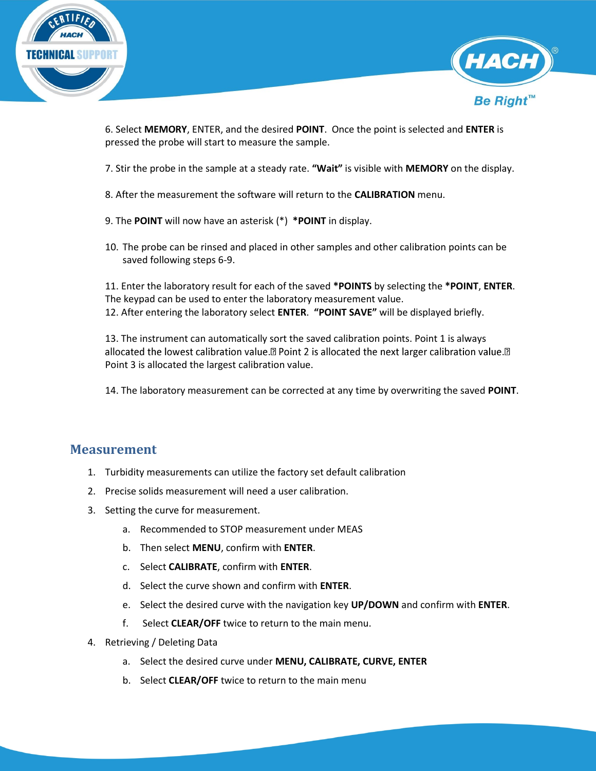6. Select **MEMORY**, ENTER, and the desired **POINT**. Once the point is selected and **ENTER** is pressed the probe will start to measure the sample.

7. Stir the probe in the sample at a steady rate. **"Wait"** is visible with **MEMORY** on the display.

8. After the measurement the software will return to the **CALIBRATION** menu.

9. The **POINT** will now have an asterisk (*) **\*POINT** in display.

10. The probe can be rinsed and placed in other samples and other calibration points can be saved following steps 6-9.

11. Enter the laboratory result for each of the saved **\*POINTS** by selecting the **\*POINT**, **ENTER**. The keypad can be used to enter the laboratory measurement value.
12. After entering the laboratory select **ENTER**. **"POINT SAVE"** will be displayed briefly.

13. The instrument can automatically sort the saved calibration points. Point 1 is always allocated the lowest calibration value. Point 2 is allocated the next larger calibration value. Point 3 is allocated the largest calibration value.

14. The laboratory measurement can be corrected at any time by overwriting the saved **POINT**.

## Measurement

1. Turbidity measurements can utilize the factory set default calibration
2. Precise solids measurement will need a user calibration.
3. Setting the curve for measurement.
   a. Recommended to STOP measurement under MEAS
   b. Then select **MENU**, confirm with **ENTER**.
   c. Select **CALIBRATE**, confirm with **ENTER**.
   d. Select the curve shown and confirm with **ENTER**.
   e. Select the desired curve with the navigation key **UP/DOWN** and confirm with **ENTER**.
   f. Select **CLEAR/OFF** twice to return to the main menu.
4. Retrieving / Deleting Data
   a. Select the desired curve under **MENU, CALIBRATE, CURVE, ENTER**
   b. Select **CLEAR/OFF** twice to return to the main menu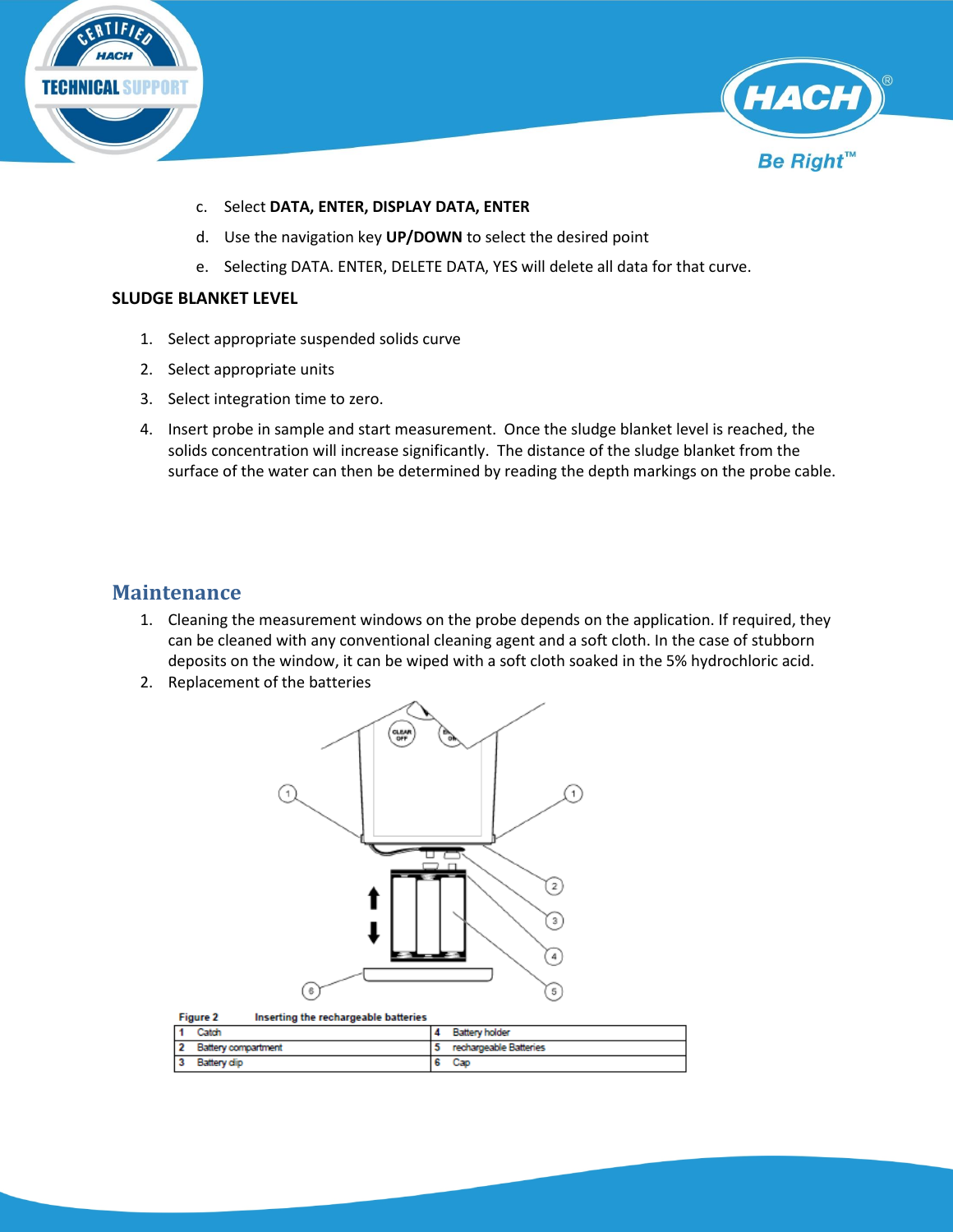c. Select **DATA, ENTER, DISPLAY DATA, ENTER**

d. Use the navigation key **UP/DOWN** to select the desired point

e. Selecting DATA. ENTER, DELETE DATA, YES will delete all data for that curve.

**SLUDGE BLANKET LEVEL**

1. Select appropriate suspended solids curve
2. Select appropriate units
3. Select integration time to zero.
4. Insert probe in sample and start measurement. Once the sludge blanket level is reached, the solids concentration will increase significantly. The distance of the sludge blanket from the surface of the water can then be determined by reading the depth markings on the probe cable.

## Maintenance

1. Cleaning the measurement windows on the probe depends on the application. If required, they can be cleaned with any conventional cleaning agent and a soft cloth. In the case of stubborn deposits on the window, it can be wiped with a soft cloth soaked in the 5% hydrochloric acid.
2. Replacement of the batteries

Figure 2 Inserting the rechargeable batteries

| | | | |
|---|---|---|---|
| 1 | Catch | 4 | Battery holder |
| 2 | Battery compartment | 5 | rechargeable Batteries |
| 3 | Battery clip | 6 | Cap |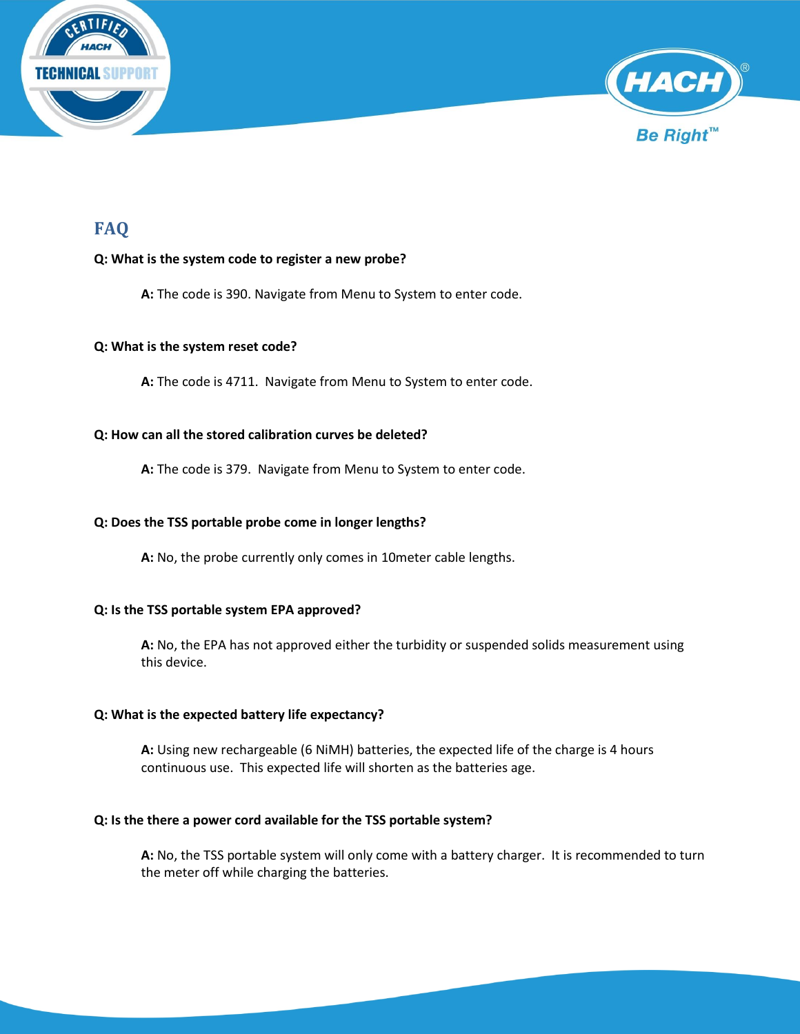## FAQ

**Q: What is the system code to register a new probe?**

> **A:** The code is 390. Navigate from Menu to System to enter code.

**Q: What is the system reset code?**

> **A:** The code is 4711. Navigate from Menu to System to enter code.

**Q: How can all the stored calibration curves be deleted?**

> **A:** The code is 379. Navigate from Menu to System to enter code.

**Q: Does the TSS portable probe come in longer lengths?**

> **A:** No, the probe currently only comes in 10meter cable lengths.

**Q: Is the TSS portable system EPA approved?**

> **A:** No, the EPA has not approved either the turbidity or suspended solids measurement using this device.

**Q: What is the expected battery life expectancy?**

> **A:** Using new rechargeable (6 NiMH) batteries, the expected life of the charge is 4 hours continuous use. This expected life will shorten as the batteries age.

**Q: Is the there a power cord available for the TSS portable system?**

> **A:** No, the TSS portable system will only come with a battery charger. It is recommended to turn the meter off while charging the batteries.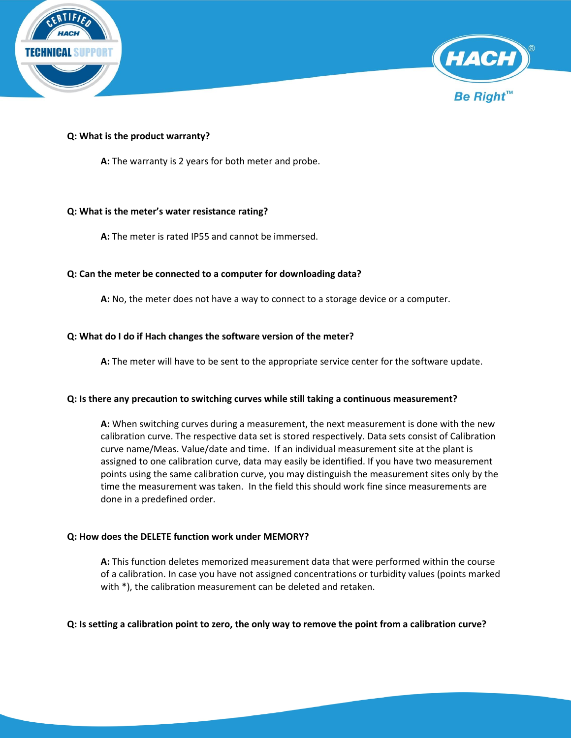**Q: What is the product warranty?**

**A:** The warranty is 2 years for both meter and probe.

**Q: What is the meter's water resistance rating?**

**A:** The meter is rated IP55 and cannot be immersed.

**Q: Can the meter be connected to a computer for downloading data?**

**A:** No, the meter does not have a way to connect to a storage device or a computer.

**Q: What do I do if Hach changes the software version of the meter?**

**A:** The meter will have to be sent to the appropriate service center for the software update.

**Q: Is there any precaution to switching curves while still taking a continuous measurement?**

**A:** When switching curves during a measurement, the next measurement is done with the new calibration curve. The respective data set is stored respectively. Data sets consist of Calibration curve name/Meas. Value/date and time. If an individual measurement site at the plant is assigned to one calibration curve, data may easily be identified. If you have two measurement points using the same calibration curve, you may distinguish the measurement sites only by the time the measurement was taken. In the field this should work fine since measurements are done in a predefined order.

**Q: How does the DELETE function work under MEMORY?**

**A:** This function deletes memorized measurement data that were performed within the course of a calibration. In case you have not assigned concentrations or turbidity values (points marked with *), the calibration measurement can be deleted and retaken.

**Q: Is setting a calibration point to zero, the only way to remove the point from a calibration curve?**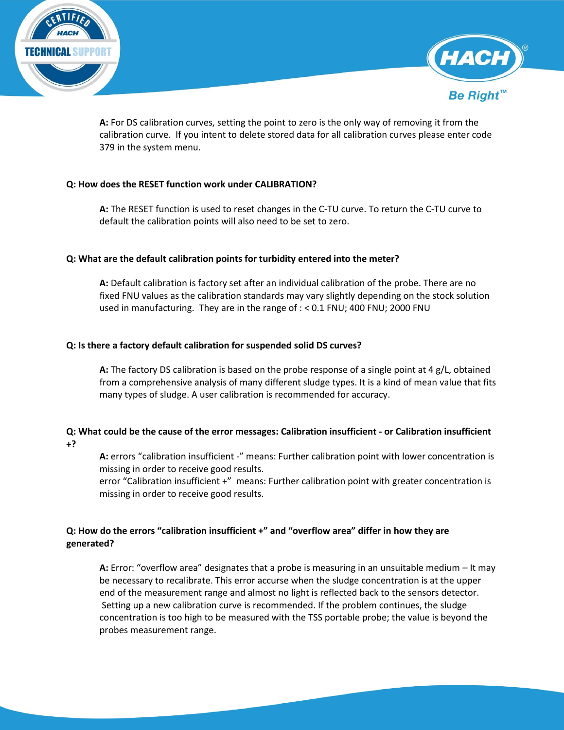**A:** For DS calibration curves, setting the point to zero is the only way of removing it from the calibration curve. If you intent to delete stored data for all calibration curves please enter code 379 in the system menu.

**Q: How does the RESET function work under CALIBRATION?**

**A:** The RESET function is used to reset changes in the C-TU curve. To return the C-TU curve to default the calibration points will also need to be set to zero.

**Q: What are the default calibration points for turbidity entered into the meter?**

**A:** Default calibration is factory set after an individual calibration of the probe. There are no fixed FNU values as the calibration standards may vary slightly depending on the stock solution used in manufacturing. They are in the range of : < 0.1 FNU; 400 FNU; 2000 FNU

**Q: Is there a factory default calibration for suspended solid DS curves?**

**A:** The factory DS calibration is based on the probe response of a single point at 4 g/L, obtained from a comprehensive analysis of many different sludge types. It is a kind of mean value that fits many types of sludge. A user calibration is recommended for accuracy.

**Q: What could be the cause of the error messages: Calibration insufficient - or Calibration insufficient +?**

**A:** errors "calibration insufficient -" means: Further calibration point with lower concentration is missing in order to receive good results.
error "Calibration insufficient +" means: Further calibration point with greater concentration is missing in order to receive good results.

**Q: How do the errors "calibration insufficient +" and "overflow area" differ in how they are generated?**

**A:** Error: "overflow area" designates that a probe is measuring in an unsuitable medium – It may be necessary to recalibrate. This error accurse when the sludge concentration is at the upper end of the measurement range and almost no light is reflected back to the sensors detector. Setting up a new calibration curve is recommended. If the problem continues, the sludge concentration is too high to be measured with the TSS portable probe; the value is beyond the probes measurement range.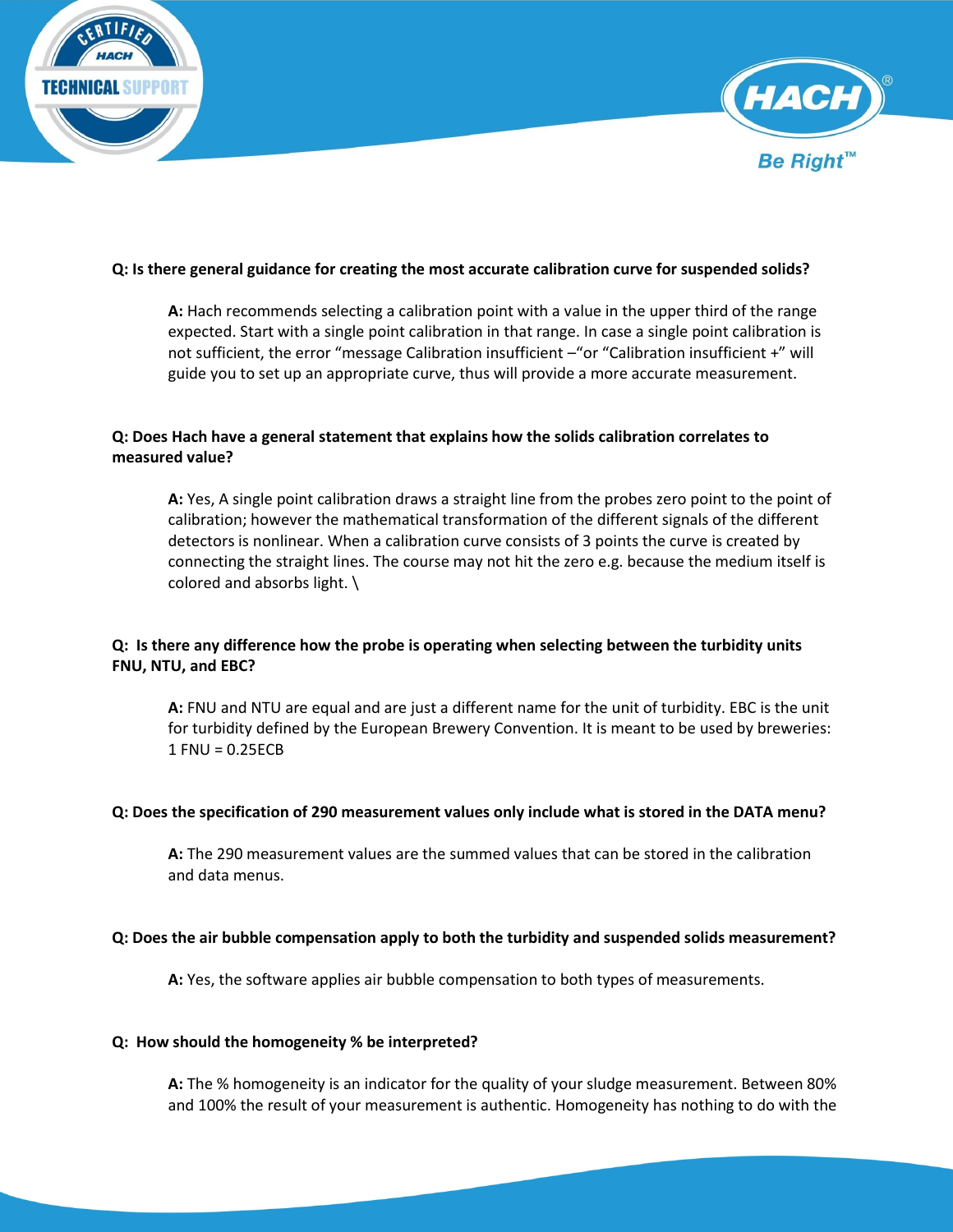**Q: Is there general guidance for creating the most accurate calibration curve for suspended solids?**

> **A:** Hach recommends selecting a calibration point with a value in the upper third of the range expected. Start with a single point calibration in that range. In case a single point calibration is not sufficient, the error "message Calibration insufficient –"or "Calibration insufficient +" will guide you to set up an appropriate curve, thus will provide a more accurate measurement.

**Q: Does Hach have a general statement that explains how the solids calibration correlates to measured value?**

> **A:** Yes, A single point calibration draws a straight line from the probes zero point to the point of calibration; however the mathematical transformation of the different signals of the different detectors is nonlinear. When a calibration curve consists of 3 points the curve is created by connecting the straight lines. The course may not hit the zero e.g. because the medium itself is colored and absorbs light. \

**Q: Is there any difference how the probe is operating when selecting between the turbidity units FNU, NTU, and EBC?**

> **A:** FNU and NTU are equal and are just a different name for the unit of turbidity. EBC is the unit for turbidity defined by the European Brewery Convention. It is meant to be used by breweries: 1 FNU = 0.25ECB

**Q: Does the specification of 290 measurement values only include what is stored in the DATA menu?**

> **A:** The 290 measurement values are the summed values that can be stored in the calibration and data menus.

**Q: Does the air bubble compensation apply to both the turbidity and suspended solids measurement?**

> **A:** Yes, the software applies air bubble compensation to both types of measurements.

**Q: How should the homogeneity % be interpreted?**

> **A:** The % homogeneity is an indicator for the quality of your sludge measurement. Between 80% and 100% the result of your measurement is authentic. Homogeneity has nothing to do with the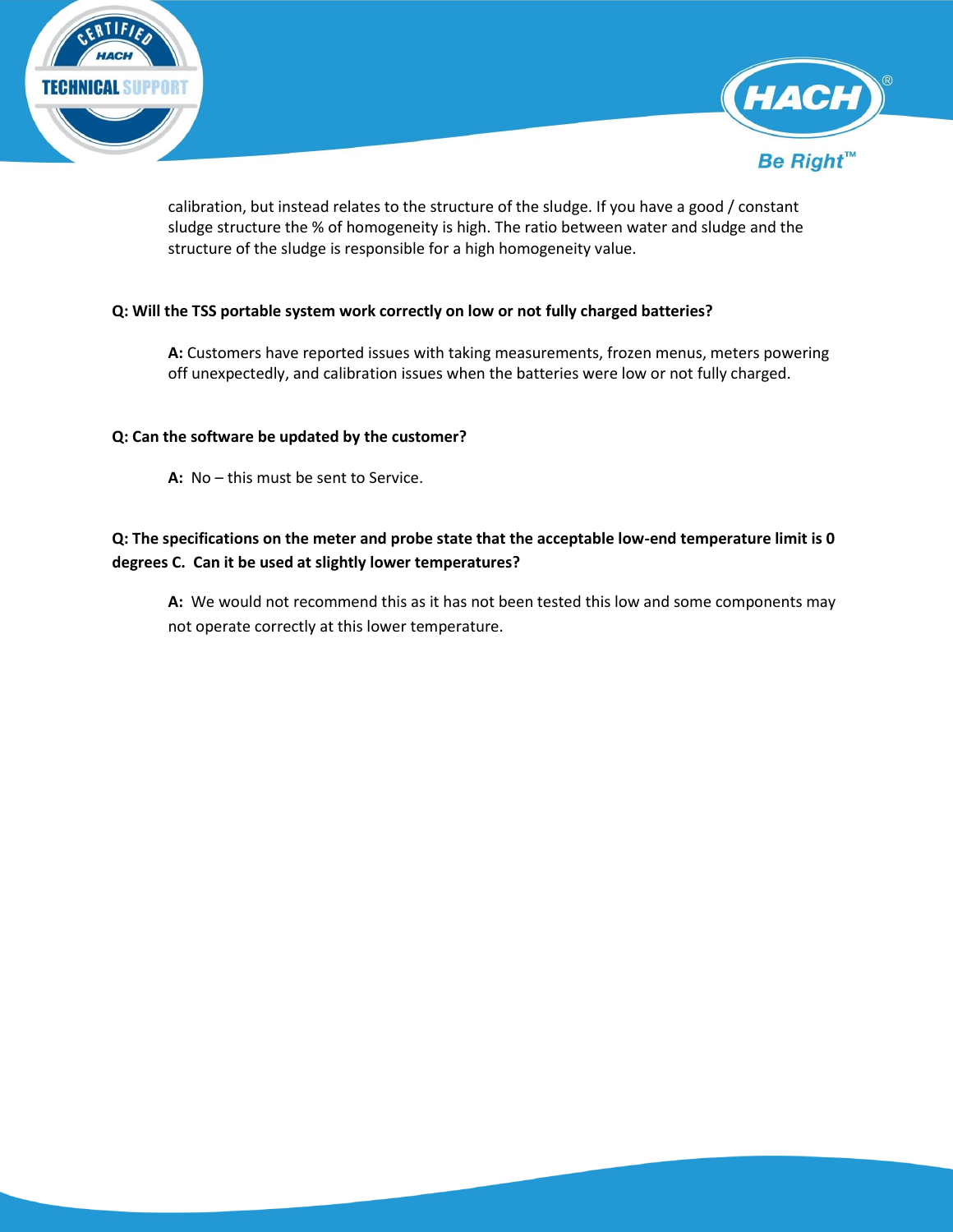calibration, but instead relates to the structure of the sludge. If you have a good / constant sludge structure the % of homogeneity is high. The ratio between water and sludge and the structure of the sludge is responsible for a high homogeneity value.

**Q: Will the TSS portable system work correctly on low or not fully charged batteries?**

**A:** Customers have reported issues with taking measurements, frozen menus, meters powering off unexpectedly, and calibration issues when the batteries were low or not fully charged.

**Q: Can the software be updated by the customer?**

**A:** No – this must be sent to Service.

**Q: The specifications on the meter and probe state that the acceptable low-end temperature limit is 0 degrees C. Can it be used at slightly lower temperatures?**

**A:** We would not recommend this as it has not been tested this low and some components may not operate correctly at this lower temperature.